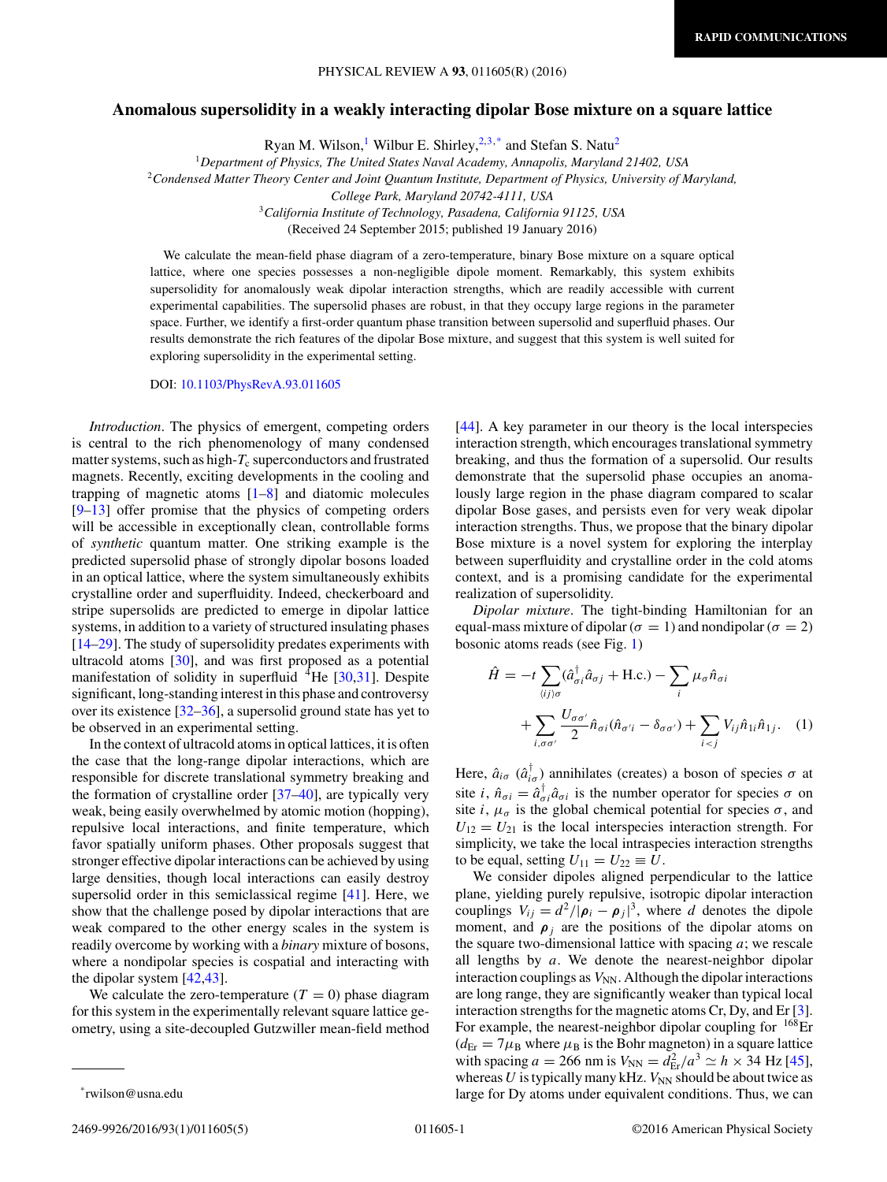# Anomalous supersolidity in a weakly interacting dipolar Bose mixture on a square lattice

Ryan M. Wilson,[1] Wilbur E. Shirley,[2,3,*] and Stefan S. Natu[2]

[1]Department of Physics, The United States Naval Academy, Annapolis, Maryland 21402, USA
[2]Condensed Matter Theory Center and Joint Quantum Institute, Department of Physics, University of Maryland, College Park, Maryland 20742-4111, USA
[3]California Institute of Technology, Pasadena, California 91125, USA

(Received 24 September 2015; published 19 January 2016)

We calculate the mean-field phase diagram of a zero-temperature, binary Bose mixture on a square optical lattice, where one species possesses a non-negligible dipole moment. Remarkably, this system exhibits supersolidity for anomalously weak dipolar interaction strengths, which are readily accessible with current experimental capabilities. The supersolid phases are robust, in that they occupy large regions in the parameter space. Further, we identify a first-order quantum phase transition between supersolid and superfluid phases. Our results demonstrate the rich features of the dipolar Bose mixture, and suggest that this system is well suited for exploring supersolidity in the experimental setting.

DOI: 10.1103/PhysRevA.93.011605

*Introduction*. The physics of emergent, competing orders is central to the rich phenomenology of many condensed matter systems, such as high-$T_c$ superconductors and frustrated magnets. Recently, exciting developments in the cooling and trapping of magnetic atoms [1–8] and diatomic molecules [9–13] offer promise that the physics of competing orders will be accessible in exceptionally clean, controllable forms of *synthetic* quantum matter. One striking example is the predicted supersolid phase of strongly dipolar bosons loaded in an optical lattice, where the system simultaneously exhibits crystalline order and superfluidity. Indeed, checkerboard and stripe supersolids are predicted to emerge in dipolar lattice systems, in addition to a variety of structured insulating phases [14–29]. The study of supersolidity predates experiments with ultracold atoms [30], and was first proposed as a potential manifestation of solidity in superfluid $^4$He [30,31]. Despite significant, long-standing interest in this phase and controversy over its existence [32–36], a supersolid ground state has yet to be observed in an experimental setting.

In the context of ultracold atoms in optical lattices, it is often the case that the long-range dipolar interactions, which are responsible for discrete translational symmetry breaking and the formation of crystalline order [37–40], are typically very weak, being easily overwhelmed by atomic motion (hopping), repulsive local interactions, and finite temperature, which favor spatially uniform phases. Other proposals suggest that stronger effective dipolar interactions can be achieved by using large densities, though local interactions can easily destroy supersolid order in this semiclassical regime [41]. Here, we show that the challenge posed by dipolar interactions that are weak compared to the other energy scales in the system is readily overcome by working with a *binary* mixture of bosons, where a nondipolar species is cospatial and interacting with the dipolar system [42,43].

We calculate the zero-temperature ($T = 0$) phase diagram for this system in the experimentally relevant square lattice geometry, using a site-decoupled Gutzwiller mean-field method [44]. A key parameter in our theory is the local interspecies interaction strength, which encourages translational symmetry breaking, and thus the formation of a supersolid. Our results demonstrate that the supersolid phase occupies an anomalously large region in the phase diagram compared to scalar dipolar Bose gases, and persists even for very weak dipolar interaction strengths. Thus, we propose that the binary dipolar Bose mixture is a novel system for exploring the interplay between superfluidity and crystalline order in the cold atoms context, and is a promising candidate for the experimental realization of supersolidity.

*Dipolar mixture*. The tight-binding Hamiltonian for an equal-mass mixture of dipolar ($\sigma = 1$) and nondipolar ($\sigma = 2$) bosonic atoms reads (see Fig. 1)

$$\hat{H} = -t\sum_{\langle ij\rangle\sigma}(\hat{a}^\dagger_{\sigma i}\hat{a}_{\sigma j} + \text{H.c.}) - \sum_i \mu_\sigma \hat{n}_{\sigma i} + \sum_{i,\sigma\sigma'}\frac{U_{\sigma\sigma'}}{2}\hat{n}_{\sigma i}(\hat{n}_{\sigma' i} - \delta_{\sigma\sigma'}) + \sum_{i<j}V_{ij}\hat{n}_{1i}\hat{n}_{1j}. \quad (1)$$

Here, $\hat{a}_{i\sigma}$ ($\hat{a}^\dagger_{i\sigma}$) annihilates (creates) a boson of species $\sigma$ at site $i$, $\hat{n}_{\sigma i} = \hat{a}^\dagger_{\sigma i}\hat{a}_{\sigma i}$ is the number operator for species $\sigma$ on site $i$, $\mu_\sigma$ is the global chemical potential for species $\sigma$, and $U_{12} = U_{21}$ is the local interspecies interaction strength. For simplicity, we take the local intraspecies interaction strengths to be equal, setting $U_{11} = U_{22} \equiv U$.

We consider dipoles aligned perpendicular to the lattice plane, yielding purely repulsive, isotropic dipolar interaction couplings $V_{ij} = d^2/|\boldsymbol{\rho}_i - \boldsymbol{\rho}_j|^3$, where $d$ denotes the dipole moment, and $\boldsymbol{\rho}_j$ are the positions of the dipolar atoms on the square two-dimensional lattice with spacing $a$; we rescale all lengths by $a$. We denote the nearest-neighbor dipolar interaction couplings as $V_{\text{NN}}$. Although the dipolar interactions are long range, they are significantly weaker than typical local interaction strengths for the magnetic atoms Cr, Dy, and Er [3]. For example, the nearest-neighbor dipolar coupling for $^{168}$Er ($d_{\text{Er}} = 7\mu_{\text{B}}$ where $\mu_{\text{B}}$ is the Bohr magneton) in a square lattice with spacing $a = 266$ nm is $V_{\text{NN}} = d^2_{\text{Er}}/a^3 \simeq h \times 34$ Hz [45], whereas $U$ is typically many kHz. $V_{\text{NN}}$ should be about twice as large for Dy atoms under equivalent conditions. Thus, we can

*rwilson@usna.edu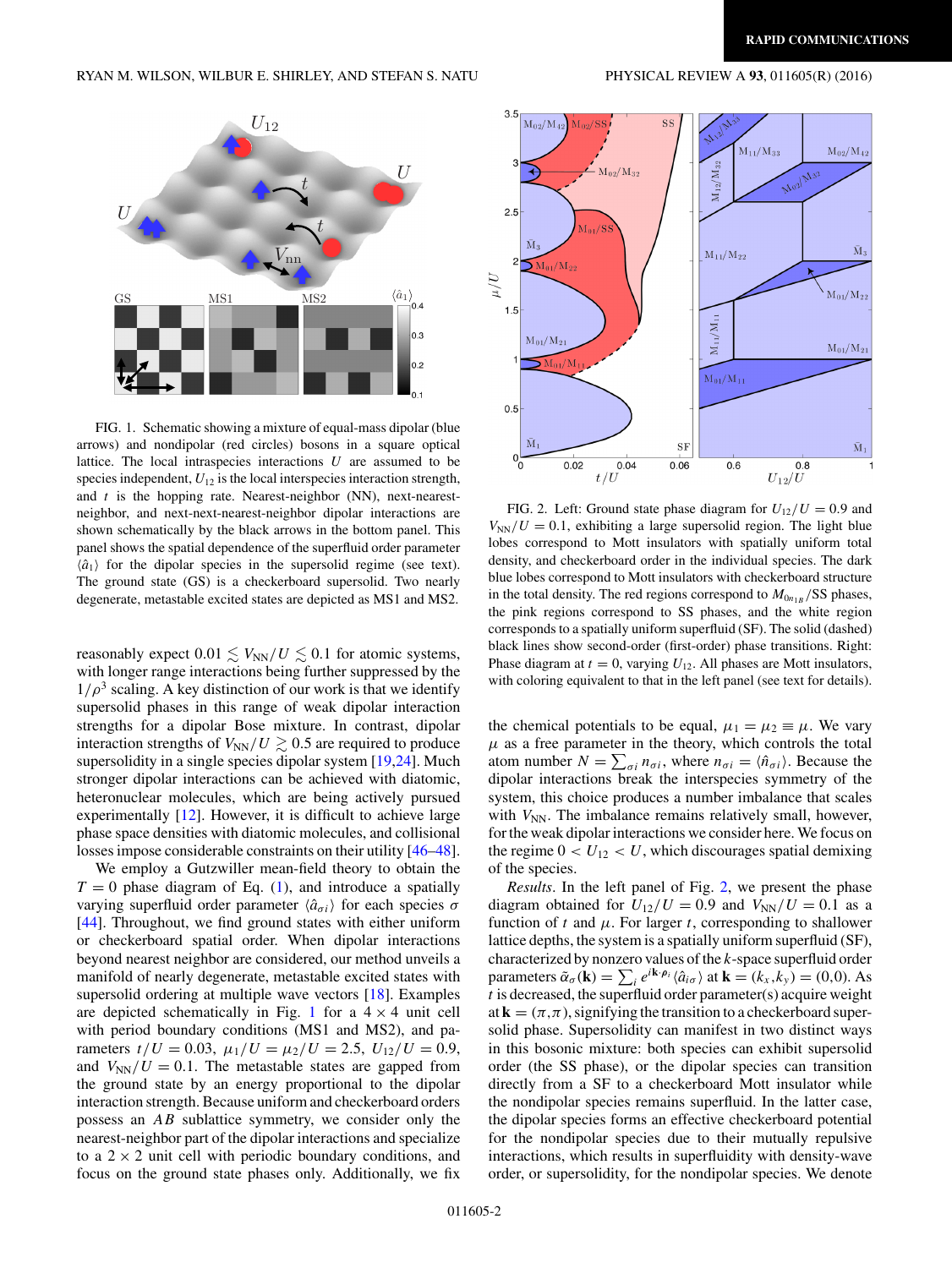FIG. 1. Schematic showing a mixture of equal-mass dipolar (blue arrows) and nondipolar (red circles) bosons in a square optical lattice. The local intraspecies interactions $U$ are assumed to be species independent, $U_{12}$ is the local interspecies interaction strength, and $t$ is the hopping rate. Nearest-neighbor (NN), next-nearest-neighbor, and next-next-nearest-neighbor dipolar interactions are shown schematically by the black arrows in the bottom panel. This panel shows the spatial dependence of the superfluid order parameter $\langle \hat{a}_1 \rangle$ for the dipolar species in the supersolid regime (see text). The ground state (GS) is a checkerboard supersolid. Two nearly degenerate, metastable excited states are depicted as MS1 and MS2.

reasonably expect $0.01 \lesssim V_{\rm NN}/U \lesssim 0.1$ for atomic systems, with longer range interactions being further suppressed by the $1/\rho^3$ scaling. A key distinction of our work is that we identify supersolid phases in this range of weak dipolar interaction strengths for a dipolar Bose mixture. In contrast, dipolar interaction strengths of $V_{\rm NN}/U \gtrsim 0.5$ are required to produce supersolidity in a single species dipolar system [19,24]. Much stronger dipolar interactions can be achieved with diatomic, heteronuclear molecules, which are being actively pursued experimentally [12]. However, it is difficult to achieve large phase space densities with diatomic molecules, and collisional losses impose considerable constraints on their utility [46–48].

We employ a Gutzwiller mean-field theory to obtain the $T = 0$ phase diagram of Eq. (1), and introduce a spatially varying superfluid order parameter $\langle \hat{a}_{\sigma i} \rangle$ for each species $\sigma$ [44]. Throughout, we find ground states with either uniform or checkerboard spatial order. When dipolar interactions beyond nearest neighbor are considered, our method unveils a manifold of nearly degenerate, metastable excited states with supersolid ordering at multiple wave vectors [18]. Examples are depicted schematically in Fig. 1 for a $4 \times 4$ unit cell with period boundary conditions (MS1 and MS2), and parameters $t/U = 0.03$, $\mu_1/U = \mu_2/U = 2.5$, $U_{12}/U = 0.9$, and $V_{\rm NN}/U = 0.1$. The metastable states are gapped from the ground state by an energy proportional to the dipolar interaction strength. Because uniform and checkerboard orders possess an $AB$ sublattice symmetry, we consider only the nearest-neighbor part of the dipolar interactions and specialize to a $2 \times 2$ unit cell with periodic boundary conditions, and focus on the ground state phases only. Additionally, we fix the chemical potentials to be equal, $\mu_1 = \mu_2 \equiv \mu$. We vary $\mu$ as a free parameter in the theory, which controls the total atom number $N = \sum_{\sigma i} n_{\sigma i}$, where $n_{\sigma i} = \langle \hat{n}_{\sigma i} \rangle$. Because the dipolar interactions break the interspecies symmetry of the system, this choice produces a number imbalance that scales with $V_{\rm NN}$. The imbalance remains relatively small, however, for the weak dipolar interactions we consider here. We focus on the regime $0 < U_{12} < U$, which discourages spatial demixing of the species.

FIG. 2. Left: Ground state phase diagram for $U_{12}/U = 0.9$ and $V_{\rm NN}/U = 0.1$, exhibiting a large supersolid region. The light blue lobes correspond to Mott insulators with spatially uniform total density, and checkerboard order in the individual species. The dark blue lobes correspond to Mott insulators with checkerboard structure in the total density. The red regions correspond to $M_{0n_{1B}}$/SS phases, the pink regions correspond to SS phases, and the white region corresponds to a spatially uniform superfluid (SF). The solid (dashed) black lines show second-order (first-order) phase transitions. Right: Phase diagram at $t = 0$, varying $U_{12}$. All phases are Mott insulators, with coloring equivalent to that in the left panel (see text for details).

*Results*. In the left panel of Fig. 2, we present the phase diagram obtained for $U_{12}/U = 0.9$ and $V_{\rm NN}/U = 0.1$ as a function of $t$ and $\mu$. For larger $t$, corresponding to shallower lattice depths, the system is a spatially uniform superfluid (SF), characterized by nonzero values of the $k$-space superfluid order parameters $\tilde{\alpha}_\sigma(\mathbf{k}) = \sum_i e^{i\mathbf{k}\cdot\boldsymbol{\rho}_i} \langle \hat{a}_{i\sigma} \rangle$ at $\mathbf{k} = (k_x, k_y) = (0,0)$. As $t$ is decreased, the superfluid order parameter(s) acquire weight at $\mathbf{k} = (\pi,\pi)$, signifying the transition to a checkerboard supersolid phase. Supersolidity can manifest in two distinct ways in this bosonic mixture: both species can exhibit supersolid order (the SS phase), or the dipolar species can transition directly from a SF to a checkerboard Mott insulator while the nondipolar species remains superfluid. In the latter case, the dipolar species forms an effective checkerboard potential for the nondipolar species due to their mutually repulsive interactions, which results in superfluidity with density-wave order, or supersolidity, for the nondipolar species. We denote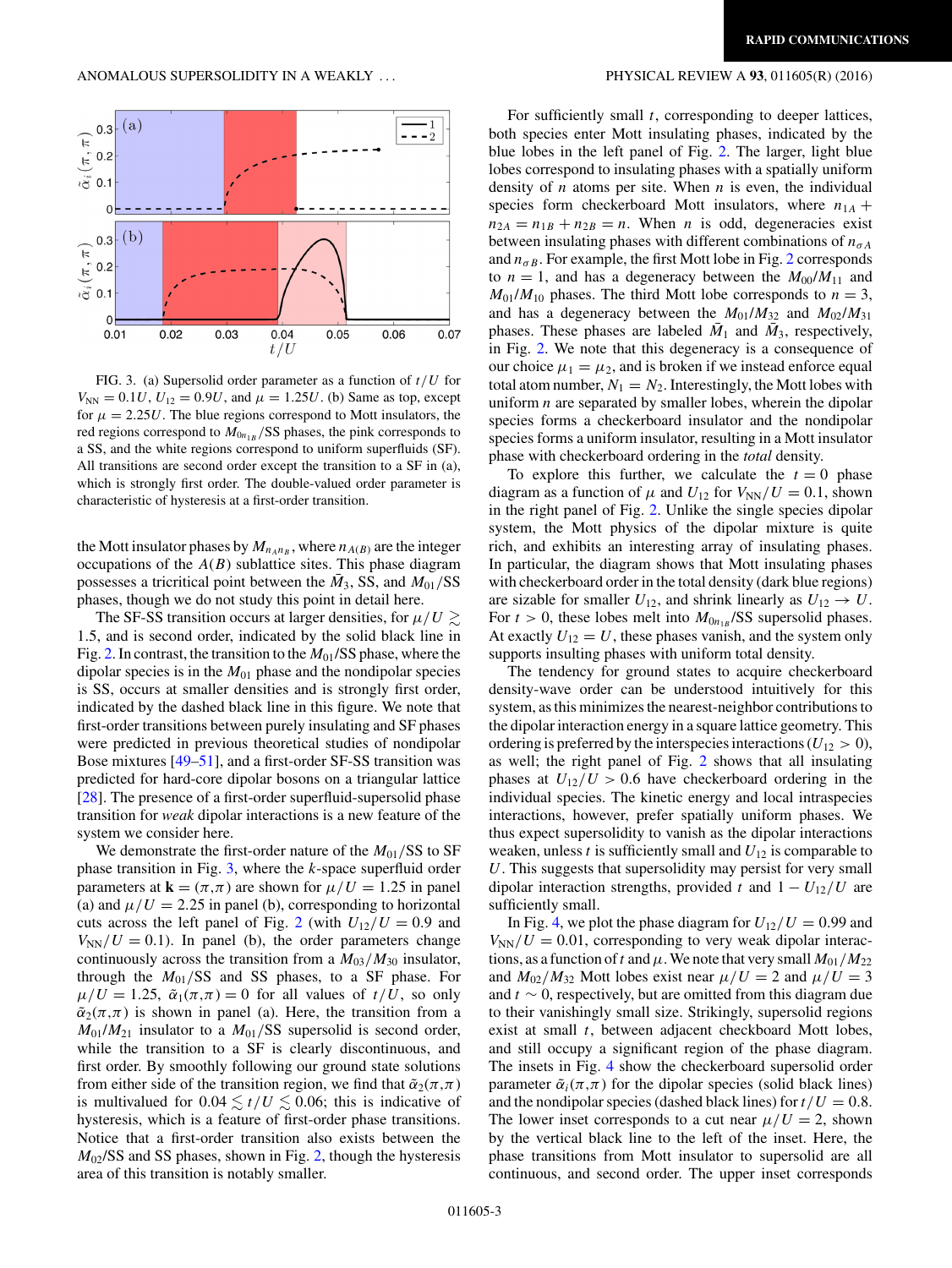FIG. 3. (a) Supersolid order parameter as a function of $t/U$ for $V_{\rm NN} = 0.1U$, $U_{12} = 0.9U$, and $\mu = 1.25U$. (b) Same as top, except for $\mu = 2.25U$. The blue regions correspond to Mott insulators, the red regions correspond to $M_{0n_{1B}}$/SS phases, the pink corresponds to a SS, and the white regions correspond to uniform superfluids (SF). All transitions are second order except the transition to a SF in (a), which is strongly first order. The double-valued order parameter is characteristic of hysteresis at a first-order transition.

the Mott insulator phases by $M_{n_A n_B}$, where $n_{A(B)}$ are the integer occupations of the $A(B)$ sublattice sites. This phase diagram possesses a tricritical point between the $\bar{M}_3$, SS, and $M_{01}$/SS phases, though we do not study this point in detail here.

The SF-SS transition occurs at larger densities, for $\mu/U \gtrsim 1.5$, and is second order, indicated by the solid black line in Fig. 2. In contrast, the transition to the $M_{01}$/SS phase, where the dipolar species is in the $M_{01}$ phase and the nondipolar species is SS, occurs at smaller densities and is strongly first order, indicated by the dashed black line in this figure. We note that first-order transitions between purely insulating and SF phases were predicted in previous theoretical studies of nondipolar Bose mixtures [49–51], and a first-order SF-SS transition was predicted for hard-core dipolar bosons on a triangular lattice [28]. The presence of a first-order superfluid-supersolid phase transition for *weak* dipolar interactions is a new feature of the system we consider here.

We demonstrate the first-order nature of the $M_{01}$/SS to SF phase transition in Fig. 3, where the $k$-space superfluid order parameters at $\mathbf{k} = (\pi,\pi)$ are shown for $\mu/U = 1.25$ in panel (a) and $\mu/U = 2.25$ in panel (b), corresponding to horizontal cuts across the left panel of Fig. 2 (with $U_{12}/U = 0.9$ and $V_{\rm NN}/U = 0.1$). In panel (b), the order parameters change continuously across the transition from a $M_{03}/M_{30}$ insulator, through the $M_{01}$/SS and SS phases, to a SF phase. For $\mu/U = 1.25$, $\tilde{\alpha}_1(\pi,\pi) = 0$ for all values of $t/U$, so only $\tilde{\alpha}_2(\pi,\pi)$ is shown in panel (a). Here, the transition from a $M_{01}/M_{21}$ insulator to a $M_{01}$/SS supersolid is second order, while the transition to a SF is clearly discontinuous, and first order. By smoothly following our ground state solutions from either side of the transition region, we find that $\tilde{\alpha}_2(\pi,\pi)$ is multivalued for $0.04 \lesssim t/U \lesssim 0.06$; this is indicative of hysteresis, which is a feature of first-order phase transitions. Notice that a first-order transition also exists between the $M_{02}$/SS and SS phases, shown in Fig. 2, though the hysteresis area of this transition is notably smaller.

For sufficiently small $t$, corresponding to deeper lattices, both species enter Mott insulating phases, indicated by the blue lobes in the left panel of Fig. 2. The larger, light blue lobes correspond to insulating phases with a spatially uniform density of $n$ atoms per site. When $n$ is even, the individual species form checkerboard Mott insulators, where $n_{1A} + n_{2A} = n_{1B} + n_{2B} = n$. When $n$ is odd, degeneracies exist between insulating phases with different combinations of $n_{\sigma A}$ and $n_{\sigma B}$. For example, the first Mott lobe in Fig. 2 corresponds to $n = 1$, and has a degeneracy between the $M_{00}/M_{11}$ and $M_{01}/M_{10}$ phases. The third Mott lobe corresponds to $n = 3$, and has a degeneracy between the $M_{01}/M_{32}$ and $M_{02}/M_{31}$ phases. These phases are labeled $\bar{M}_1$ and $\bar{M}_3$, respectively, in Fig. 2. We note that this degeneracy is a consequence of our choice $\mu_1 = \mu_2$, and is broken if we instead enforce equal total atom number, $N_1 = N_2$. Interestingly, the Mott lobes with uniform $n$ are separated by smaller lobes, wherein the dipolar species forms a checkerboard insulator and the nondipolar species forms a uniform insulator, resulting in a Mott insulator phase with checkerboard ordering in the *total* density.

To explore this further, we calculate the $t = 0$ phase diagram as a function of $\mu$ and $U_{12}$ for $V_{\rm NN}/U = 0.1$, shown in the right panel of Fig. 2. Unlike the single species dipolar system, the Mott physics of the dipolar mixture is quite rich, and exhibits an interesting array of insulating phases. In particular, the diagram shows that Mott insulating phases with checkerboard order in the total density (dark blue regions) are sizable for smaller $U_{12}$, and shrink linearly as $U_{12} \to U$. For $t > 0$, these lobes melt into $M_{0n_{1B}}$/SS supersolid phases. At exactly $U_{12} = U$, these phases vanish, and the system only supports insulating phases with uniform total density.

The tendency for ground states to acquire checkerboard density-wave order can be understood intuitively for this system, as this minimizes the nearest-neighbor contributions to the dipolar interaction energy in a square lattice geometry. This ordering is preferred by the interspecies interactions ($U_{12} > 0$), as well; the right panel of Fig. 2 shows that all insulating phases at $U_{12}/U > 0.6$ have checkerboard ordering in the individual species. The kinetic energy and local intraspecies interactions, however, prefer spatially uniform phases. We thus expect supersolidity to vanish as the dipolar interactions weaken, unless $t$ is sufficiently small and $U_{12}$ is comparable to $U$. This suggests that supersolidity may persist for very small dipolar interaction strengths, provided $t$ and $1 - U_{12}/U$ are sufficiently small.

In Fig. 4, we plot the phase diagram for $U_{12}/U = 0.99$ and $V_{\rm NN}/U = 0.01$, corresponding to very weak dipolar interactions, as a function of $t$ and $\mu$. We note that very small $M_{01}/M_{22}$ and $M_{02}/M_{32}$ Mott lobes exist near $\mu/U = 2$ and $\mu/U = 3$ and $t \sim 0$, respectively, but are omitted from this diagram due to their vanishingly small size. Strikingly, supersolid regions exist at small $t$, between adjacent checkboard Mott lobes, and still occupy a significant region of the phase diagram. The insets in Fig. 4 show the checkerboard supersolid order parameter $\tilde{\alpha}_i(\pi,\pi)$ for the dipolar species (solid black lines) and the nondipolar species (dashed black lines) for $t/U = 0.8$. The lower inset corresponds to a cut near $\mu/U = 2$, shown by the vertical black line to the left of the inset. Here, the phase transitions from Mott insulator to supersolid are all continuous, and second order. The upper inset corresponds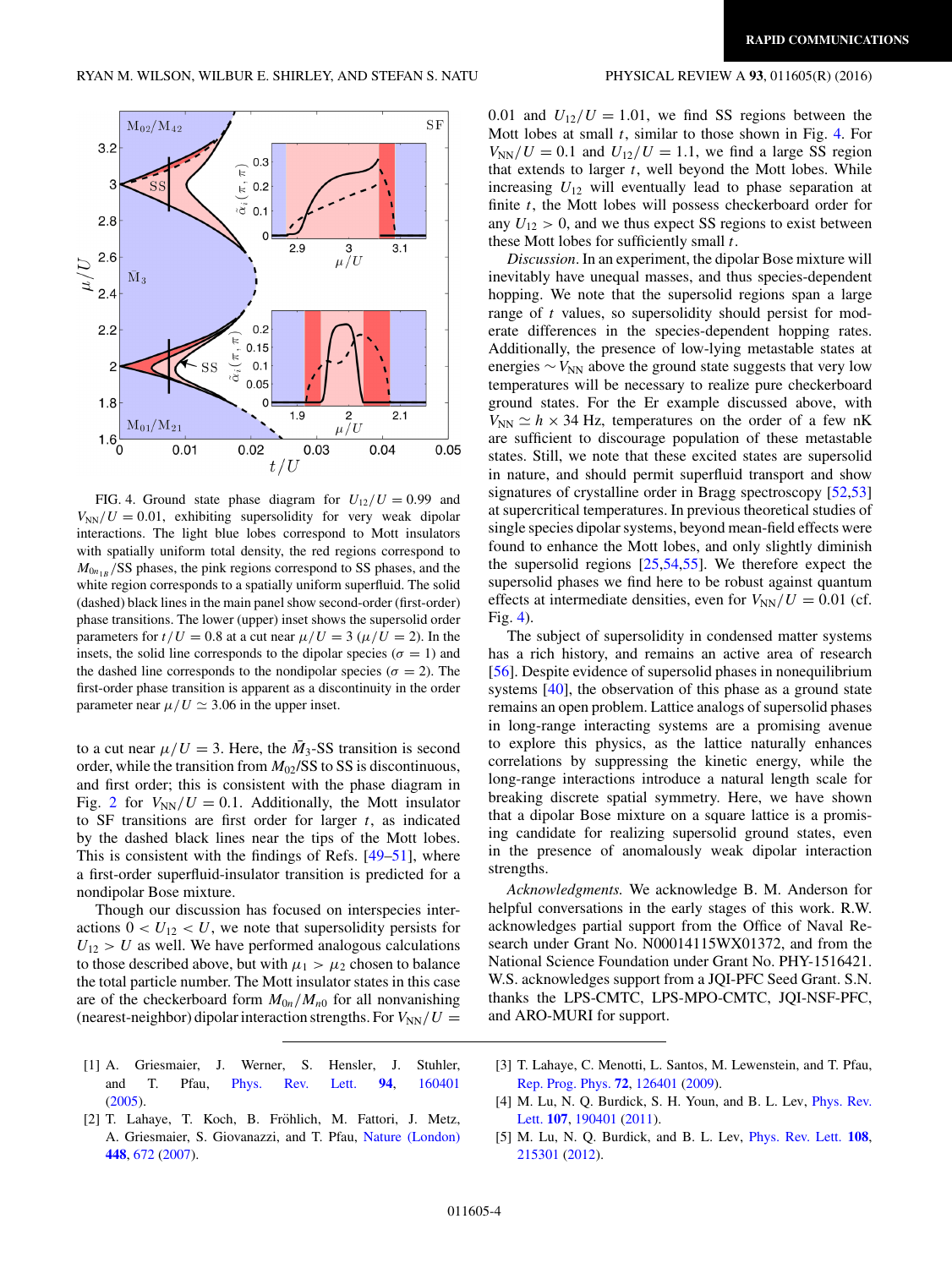FIG. 4. Ground state phase diagram for $U_{12}/U = 0.99$ and $V_{\rm NN}/U = 0.01$, exhibiting supersolidity for very weak dipolar interactions. The light blue lobes correspond to Mott insulators with spatially uniform total density, the red regions correspond to $M_{0n_{1B}}$/SS phases, the pink regions correspond to SS phases, and the white region corresponds to a spatially uniform superfluid. The solid (dashed) black lines in the main panel show second-order (first-order) phase transitions. The lower (upper) inset shows the supersolid order parameters for $t/U = 0.8$ at a cut near $\mu/U = 3$ ($\mu/U = 2$). In the insets, the solid line corresponds to the dipolar species ($\sigma = 1$) and the dashed line corresponds to the nondipolar species ($\sigma = 2$). The first-order phase transition is apparent as a discontinuity in the order parameter near $\mu/U \simeq 3.06$ in the upper inset.

to a cut near $\mu/U = 3$. Here, the $\bar{M}_3$-SS transition is second order, while the transition from $M_{02}$/SS to SS is discontinuous, and first order; this is consistent with the phase diagram in Fig. 2 for $V_{\rm NN}/U = 0.1$. Additionally, the Mott insulator to SF transitions are first order for larger $t$, as indicated by the dashed black lines near the tips of the Mott lobes. This is consistent with the findings of Refs. [49–51], where a first-order superfluid-insulator transition is predicted for a nondipolar Bose mixture.

Though our discussion has focused on interspecies interactions $0 < U_{12} < U$, we note that supersolidity persists for $U_{12} > U$ as well. We have performed analogous calculations to those described above, but with $\mu_1 > \mu_2$ chosen to balance the total particle number. The Mott insulator states in this case are of the checkerboard form $M_{0n}/M_{n0}$ for all nonvanishing (nearest-neighbor) dipolar interaction strengths. For $V_{\rm NN}/U = 0.01$ and $U_{12}/U = 1.01$, we find SS regions between the Mott lobes at small $t$, similar to those shown in Fig. 4. For $V_{\rm NN}/U = 0.1$ and $U_{12}/U = 1.1$, we find a large SS region that extends to larger $t$, well beyond the Mott lobes. While increasing $U_{12}$ will eventually lead to phase separation at finite $t$, the Mott lobes will possess checkerboard order for any $U_{12} > 0$, and we thus expect SS regions to exist between these Mott lobes for sufficiently small $t$.

*Discussion*. In an experiment, the dipolar Bose mixture will inevitably have unequal masses, and thus species-dependent hopping. We note that the supersolid regions span a large range of $t$ values, so supersolidity should persist for moderate differences in the species-dependent hopping rates. Additionally, the presence of low-lying metastable states at energies $\sim V_{\rm NN}$ above the ground state suggests that very low temperatures will be necessary to realize pure checkerboard ground states. For the Er example discussed above, with $V_{\rm NN} \simeq h \times 34$ Hz, temperatures on the order of a few nK are sufficient to discourage population of these metastable states. Still, we note that these excited states are supersolid in nature, and should permit superfluid transport and show signatures of crystalline order in Bragg spectroscopy [52,53] at supercritical temperatures. In previous theoretical studies of single species dipolar systems, beyond mean-field effects were found to enhance the Mott lobes, and only slightly diminish the supersolid regions [25,54,55]. We therefore expect the supersolid phases we find here to be robust against quantum effects at intermediate densities, even for $V_{\rm NN}/U = 0.01$ (cf. Fig. 4).

The subject of supersolidity in condensed matter systems has a rich history, and remains an active area of research [56]. Despite evidence of supersolid phases in nonequilibrium systems [40], the observation of this phase as a ground state remains an open problem. Lattice analogs of supersolid phases in long-range interacting systems are a promising avenue to explore this physics, as the lattice naturally enhances correlations by suppressing the kinetic energy, while the long-range interactions introduce a natural length scale for breaking discrete spatial symmetry. Here, we have shown that a dipolar Bose mixture on a square lattice is a promising candidate for realizing supersolid ground states, even in the presence of anomalously weak dipolar interaction strengths.

*Acknowledgments.* We acknowledge B. M. Anderson for helpful conversations in the early stages of this work. R.W. acknowledges partial support from the Office of Naval Research under Grant No. N00014115WX01372, and from the National Science Foundation under Grant No. PHY-1516421. W.S. acknowledges support from a JQI-PFC Seed Grant. S.N. thanks the LPS-CMTC, LPS-MPO-CMTC, JQI-NSF-PFC, and ARO-MURI for support.

[1] A. Griesmaier, J. Werner, S. Hensler, J. Stuhler, and T. Pfau, Phys. Rev. Lett. **94**, 160401 (2005).

[2] T. Lahaye, T. Koch, B. Fröhlich, M. Fattori, J. Metz, A. Griesmaier, S. Giovanazzi, and T. Pfau, Nature (London) **448**, 672 (2007).

[3] T. Lahaye, C. Menotti, L. Santos, M. Lewenstein, and T. Pfau, Rep. Prog. Phys. **72**, 126401 (2009).

[4] M. Lu, N. Q. Burdick, S. H. Youn, and B. L. Lev, Phys. Rev. Lett. **107**, 190401 (2011).

[5] M. Lu, N. Q. Burdick, and B. L. Lev, Phys. Rev. Lett. **108**, 215301 (2012).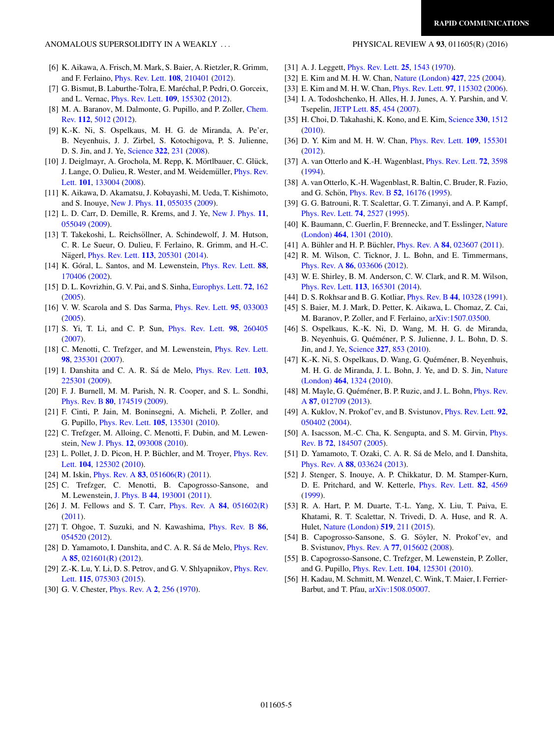[6] K. Aikawa, A. Frisch, M. Mark, S. Baier, A. Rietzler, R. Grimm, and F. Ferlaino, Phys. Rev. Lett. **108**, 210401 (2012).

[7] G. Bismut, B. Laburthe-Tolra, E. Maréchal, P. Pedri, O. Gorceix, and L. Vernac, Phys. Rev. Lett. **109**, 155302 (2012).

[8] M. A. Baranov, M. Dalmonte, G. Pupillo, and P. Zoller, Chem. Rev. **112**, 5012 (2012).

[9] K.-K. Ni, S. Ospelkaus, M. H. G. de Miranda, A. Pe'er, B. Neyenhuis, J. J. Zirbel, S. Kotochigova, P. S. Julienne, D. S. Jin, and J. Ye, Science **322**, 231 (2008).

[10] J. Deiglmayr, A. Grochola, M. Repp, K. Mörtlbauer, C. Glück, J. Lange, O. Dulieu, R. Wester, and M. Weidemüller, Phys. Rev. Lett. **101**, 133004 (2008).

[11] K. Aikawa, D. Akamatsu, J. Kobayashi, M. Ueda, T. Kishimoto, and S. Inouye, New J. Phys. **11**, 055035 (2009).

[12] L. D. Carr, D. Demille, R. Krems, and J. Ye, New J. Phys. **11**, 055049 (2009).

[13] T. Takekoshi, L. Reichsöllner, A. Schindewolf, J. M. Hutson, C. R. Le Sueur, O. Dulieu, F. Ferlaino, R. Grimm, and H.-C. Nägerl, Phys. Rev. Lett. **113**, 205301 (2014).

[14] K. Góral, L. Santos, and M. Lewenstein, Phys. Rev. Lett. **88**, 170406 (2002).

[15] D. L. Kovrizhin, G. V. Pai, and S. Sinha, Europhys. Lett. **72**, 162 (2005).

[16] V. W. Scarola and S. Das Sarma, Phys. Rev. Lett. **95**, 033003 (2005).

[17] S. Yi, T. Li, and C. P. Sun, Phys. Rev. Lett. **98**, 260405 (2007).

[18] C. Menotti, C. Trefzger, and M. Lewenstein, Phys. Rev. Lett. **98**, 235301 (2007).

[19] I. Danshita and C. A. R. Sá de Melo, Phys. Rev. Lett. **103**, 225301 (2009).

[20] F. J. Burnell, M. M. Parish, N. R. Cooper, and S. L. Sondhi, Phys. Rev. B **80**, 174519 (2009).

[21] F. Cinti, P. Jain, M. Boninsegni, A. Micheli, P. Zoller, and G. Pupillo, Phys. Rev. Lett. **105**, 135301 (2010).

[22] C. Trefzger, M. Alloing, C. Menotti, F. Dubin, and M. Lewenstein, New J. Phys. **12**, 093008 (2010).

[23] L. Pollet, J. D. Picon, H. P. Büchler, and M. Troyer, Phys. Rev. Lett. **104**, 125302 (2010).

[24] M. Iskin, Phys. Rev. A **83**, 051606(R) (2011).

[25] C. Trefzger, C. Menotti, B. Capogrosso-Sansone, and M. Lewenstein, J. Phys. B **44**, 193001 (2011).

[26] J. M. Fellows and S. T. Carr, Phys. Rev. A **84**, 051602(R) (2011).

[27] T. Ohgoe, T. Suzuki, and N. Kawashima, Phys. Rev. B **86**, 054520 (2012).

[28] D. Yamamoto, I. Danshita, and C. A. R. Sá de Melo, Phys. Rev. A **85**, 021601(R) (2012).

[29] Z.-K. Lu, Y. Li, D. S. Petrov, and G. V. Shlyapnikov, Phys. Rev. Lett. **115**, 075303 (2015).

[30] G. V. Chester, Phys. Rev. A **2**, 256 (1970).

[31] A. J. Leggett, Phys. Rev. Lett. **25**, 1543 (1970).

[32] E. Kim and M. H. W. Chan, Nature (London) **427**, 225 (2004).

[33] E. Kim and M. H. W. Chan, Phys. Rev. Lett. **97**, 115302 (2006).

[34] I. A. Todoshchenko, H. Alles, H. J. Junes, A. Y. Parshin, and V. Tsepelin, JETP Lett. **85**, 454 (2007).

[35] H. Choi, D. Takahashi, K. Kono, and E. Kim, Science **330**, 1512 (2010).

[36] D. Y. Kim and M. H. W. Chan, Phys. Rev. Lett. **109**, 155301 (2012).

[37] A. van Otterlo and K.-H. Wagenblast, Phys. Rev. Lett. **72**, 3598 (1994).

[38] A. van Otterlo, K.-H. Wagenblast, R. Baltin, C. Bruder, R. Fazio, and G. Schön, Phys. Rev. B **52**, 16176 (1995).

[39] G. G. Batrouni, R. T. Scalettar, G. T. Zimanyi, and A. P. Kampf, Phys. Rev. Lett. **74**, 2527 (1995).

[40] K. Baumann, C. Guerlin, F. Brennecke, and T. Esslinger, Nature (London) **464**, 1301 (2010).

[41] A. Bühler and H. P. Büchler, Phys. Rev. A **84**, 023607 (2011).

[42] R. M. Wilson, C. Ticknor, J. L. Bohn, and E. Timmermans, Phys. Rev. A **86**, 033606 (2012).

[43] W. E. Shirley, B. M. Anderson, C. W. Clark, and R. M. Wilson, Phys. Rev. Lett. **113**, 165301 (2014).

[44] D. S. Rokhsar and B. G. Kotliar, Phys. Rev. B **44**, 10328 (1991).

[45] S. Baier, M. J. Mark, D. Petter, K. Aikawa, L. Chomaz, Z. Cai, M. Baranov, P. Zoller, and F. Ferlaino, arXiv:1507.03500.

[46] S. Ospelkaus, K.-K. Ni, D. Wang, M. H. G. de Miranda, B. Neyenhuis, G. Quéméner, P. S. Julienne, J. L. Bohn, D. S. Jin, and J. Ye, Science **327**, 853 (2010).

[47] K.-K. Ni, S. Ospelkaus, D. Wang, G. Quéméner, B. Neyenhuis, M. H. G. de Miranda, J. L. Bohn, J. Ye, and D. S. Jin, Nature (London) **464**, 1324 (2010).

[48] M. Mayle, G. Quéméner, B. P. Ruzic, and J. L. Bohn, Phys. Rev. A **87**, 012709 (2013).

[49] A. Kuklov, N. Prokof'ev, and B. Svistunov, Phys. Rev. Lett. **92**, 050402 (2004).

[50] A. Isacsson, M.-C. Cha, K. Sengupta, and S. M. Girvin, Phys. Rev. B **72**, 184507 (2005).

[51] D. Yamamoto, T. Ozaki, C. A. R. Sá de Melo, and I. Danshita, Phys. Rev. A **88**, 033624 (2013).

[52] J. Stenger, S. Inouye, A. P. Chikkatur, D. M. Stamper-Kurn, D. E. Pritchard, and W. Ketterle, Phys. Rev. Lett. **82**, 4569 (1999).

[53] R. A. Hart, P. M. Duarte, T.-L. Yang, X. Liu, T. Paiva, E. Khatami, R. T. Scalettar, N. Trivedi, D. A. Huse, and R. A. Hulet, Nature (London) **519**, 211 (2015).

[54] B. Capogrosso-Sansone, S. G. Söyler, N. Prokof'ev, and B. Svistunov, Phys. Rev. A **77**, 015602 (2008).

[55] B. Capogrosso-Sansone, C. Trefzger, M. Lewenstein, P. Zoller, and G. Pupillo, Phys. Rev. Lett. **104**, 125301 (2010).

[56] H. Kadau, M. Schmitt, M. Wenzel, C. Wink, T. Maier, I. Ferrier-Barbut, and T. Pfau, arXiv:1508.05007.